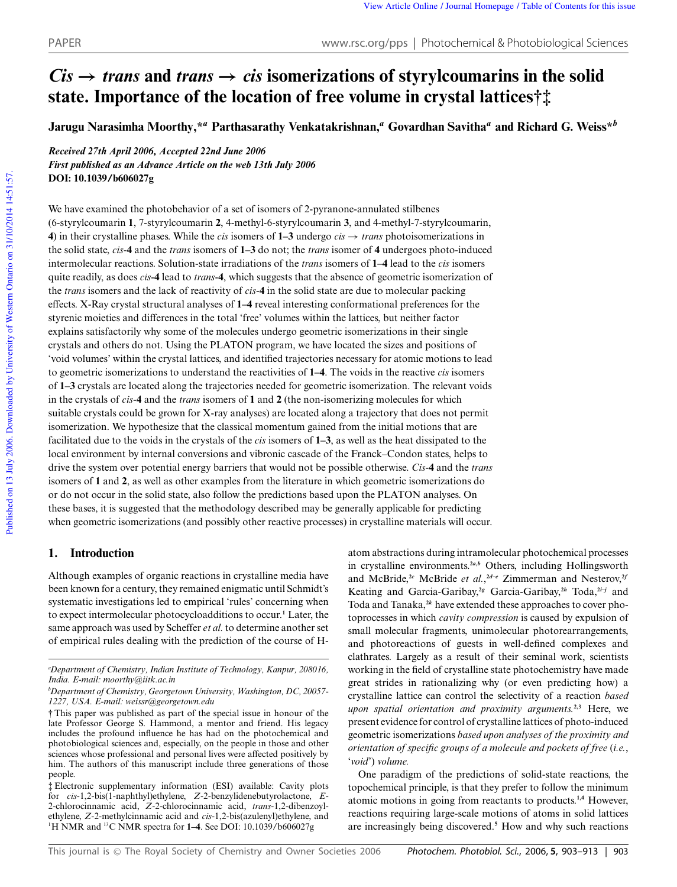# *Cis* → *trans* and *trans* → *cis* isomerizations of styrylcoumarins in the solid state. Importance of the location of free volume in crystal lattices†‡

**Jarugu Narasimha Moorthy,\*[a] Parthasarathy Venkatakrishnan,[a] Govardhan Savitha[a] and Richard G. Weiss\*[b]**

*Received 27th April 2006, Accepted 22nd June 2006*
*First published as an Advance Article on the web 13th July 2006*
**DOI: 10.1039/b606027g**

We have examined the photobehavior of a set of isomers of 2-pyranone-annulated stilbenes (6-styrylcoumarin **1**, 7-styrylcoumarin **2**, 4-methyl-6-styrylcoumarin **3**, and 4-methyl-7-styrylcoumarin, **4**) in their crystalline phases. While the *cis* isomers of **1–3** undergo *cis* → *trans* photoisomerizations in the solid state, *cis*-**4** and the *trans* isomers of **1–3** do not; the *trans* isomer of **4** undergoes photo-induced intermolecular reactions. Solution-state irradiations of the *trans* isomers of **1–4** lead to the *cis* isomers quite readily, as does *cis*-**4** lead to *trans*-**4**, which suggests that the absence of geometric isomerization of the *trans* isomers and the lack of reactivity of *cis*-**4** in the solid state are due to molecular packing effects. X-Ray crystal structural analyses of **1–4** reveal interesting conformational preferences for the styrenic moieties and differences in the total 'free' volumes within the lattices, but neither factor explains satisfactorily why some of the molecules undergo geometric isomerizations in their single crystals and others do not. Using the PLATON program, we have located the sizes and positions of 'void volumes' within the crystal lattices, and identified trajectories necessary for atomic motions to lead to geometric isomerizations to understand the reactivities of **1–4**. The voids in the reactive *cis* isomers of **1–3** crystals are located along the trajectories needed for geometric isomerization. The relevant voids in the crystals of *cis*-**4** and the *trans* isomers of **1** and **2** (the non-isomerizing molecules for which suitable crystals could be grown for X-ray analyses) are located along a trajectory that does not permit isomerization. We hypothesize that the classical momentum gained from the initial motions that are facilitated due to the voids in the crystals of the *cis* isomers of **1–3**, as well as the heat dissipated to the local environment by internal conversions and vibronic cascade of the Franck–Condon states, helps to drive the system over potential energy barriers that would not be possible otherwise. *Cis*-**4** and the *trans* isomers of **1** and **2**, as well as other examples from the literature in which geometric isomerizations do or do not occur in the solid state, also follow the predictions based upon the PLATON analyses. On these bases, it is suggested that the methodology described may be generally applicable for predicting when geometric isomerizations (and possibly other reactive processes) in crystalline materials will occur.

## 1. Introduction

Although examples of organic reactions in crystalline media have been known for a century, they remained enigmatic until Schmidt's systematic investigations led to empirical 'rules' concerning when to expect intermolecular photocycloadditions to occur.[1] Later, the same approach was used by Scheffer *et al.* to determine another set of empirical rules dealing with the prediction of the course of H-atom abstractions during intramolecular photochemical processes in crystalline environments.[2a,b] Others, including Hollingsworth and McBride,[2c] McBride *et al.*,[2d–e] Zimmerman and Nesterov,[2f] Keating and Garcia-Garibay,[2g] Garcia-Garibay,[2h] Toda,[2i–j] and Toda and Tanaka,[2k] have extended these approaches to cover photoprocesses in which *cavity compression* is caused by expulsion of small molecular fragments, unimolecular photorearrangements, and photoreactions of guests in well-defined complexes and clathrates. Largely as a result of their seminal work, scientists working in the field of crystalline state photochemistry have made great strides in rationalizing why (or even predicting how) a crystalline lattice can control the selectivity of a reaction *based upon spatial orientation and proximity arguments.*[2,3] Here, we present evidence for control of crystalline lattices of photo-induced geometric isomerizations *based upon analyses of the proximity and orientation of specific groups of a molecule and pockets of free* (*i.e.*, '*void*') *volume.*

One paradigm of the predictions of solid-state reactions, the topochemical principle, is that they prefer to follow the minimum atomic motions in going from reactants to products.[1,4] However, reactions requiring large-scale motions of atoms in solid lattices are increasingly being discovered.[5] How and why such reactions

---

[a] Department of Chemistry, Indian Institute of Technology, Kanpur, 208016, India. E-mail: moorthy@iitk.ac.in

[b] Department of Chemistry, Georgetown University, Washington, DC, 20057-1227, USA. E-mail: weissr@georgetown.edu

† This paper was published as part of the special issue in honour of the late Professor George S. Hammond, a mentor and friend. His legacy includes the profound influence he has had on the photochemical and photobiological sciences and, especially, on the people in those and other sciences whose professional and personal lives were affected positively by him. The authors of this manuscript include three generations of those people.

‡ Electronic supplementary information (ESI) available: Cavity plots for *cis*-1,2-bis(1-naphthyl)ethylene, *E*-2-benzylidenebutyrolactone, *E*-2-chlorocinnamic acid, *Z*-2-chlorocinnamic acid, *trans*-1,2-dibenzoylethylene, *Z*-2-methylcinnamic acid and *cis*-1,2-bis(azulenyl)ethylene, and $^1$H NMR and $^{13}$C NMR spectra for **1–4**. See DOI: 10.1039/b606027g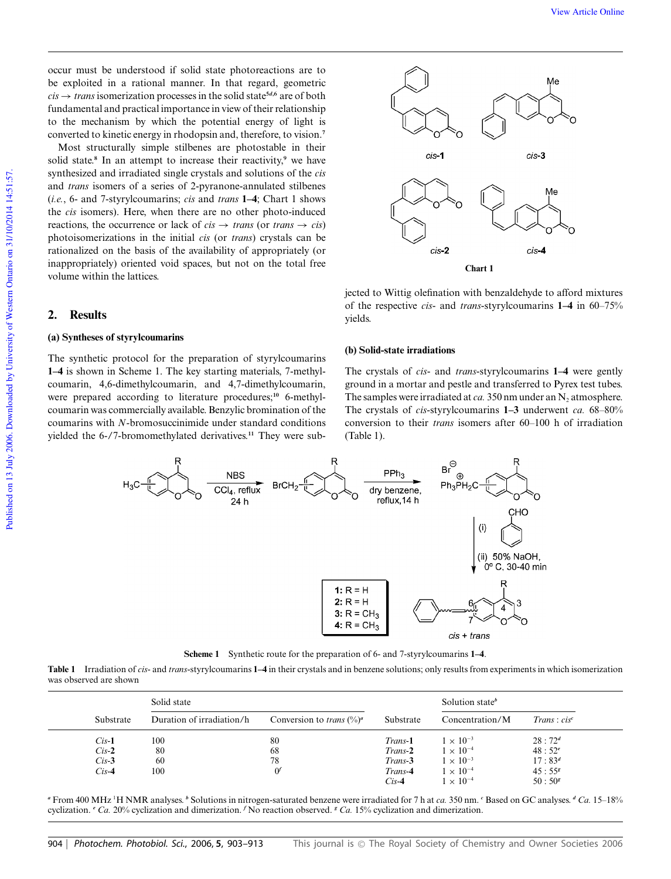occur must be understood if solid state photoreactions are to be exploited in a rational manner. In that regard, geometric *cis* → *trans* isomerization processes in the solid state[5d,6] are of both fundamental and practical importance in view of their relationship to the mechanism by which the potential energy of light is converted to kinetic energy in rhodopsin and, therefore, to vision.[7]

Most structurally simple stilbenes are photostable in their solid state.[8] In an attempt to increase their reactivity,[9] we have synthesized and irradiated single crystals and solutions of the *cis* and *trans* isomers of a series of 2-pyranone-annulated stilbenes (*i.e.*, 6- and 7-styrylcoumarins; *cis* and *trans* **1–4**; Chart 1 shows the *cis* isomers). Here, when there are no other photo-induced reactions, the occurrence or lack of *cis* → *trans* (or *trans* → *cis*) photoisomerizations in the initial *cis* (or *trans*) crystals can be rationalized on the basis of the availability of appropriately (or inappropriately) oriented void spaces, but not on the total free volume within the lattices.

**Chart 1**

## 2. Results

### (a) Syntheses of styrylcoumarins

The synthetic protocol for the preparation of styrylcoumarins **1–4** is shown in Scheme 1. The key starting materials, 7-methylcoumarin, 4,6-dimethylcoumarin, and 4,7-dimethylcoumarin, were prepared according to literature procedures;[10] 6-methylcoumarin was commercially available. Benzylic bromination of the coumarins with *N*-bromosuccinimide under standard conditions yielded the 6-/7-bromomethylated derivatives.[11] They were subjected to Wittig olefination with benzaldehyde to afford mixtures of the respective *cis*- and *trans*-styrylcoumarins **1–4** in 60–75% yields.

### (b) Solid-state irradiations

The crystals of *cis*- and *trans*-styrylcoumarins **1–4** were gently ground in a mortar and pestle and transferred to Pyrex test tubes. The samples were irradiated at *ca.* 350 nm under an $N_2$ atmosphere. The crystals of *cis*-styrylcoumarins **1–3** underwent *ca.* 68–80% conversion to their *trans* isomers after 60–100 h of irradiation (Table 1).

**Scheme 1** Synthetic route for the preparation of 6- and 7-styrylcoumarins **1–4**.

**Table 1** Irradiation of *cis*- and *trans*-styrylcoumarins **1–4** in their crystals and in benzene solutions; only results from experiments in which isomerization was observed are shown

| | Solid state | | | Solution state[b] | |
|---|---|---|---|---|---|
| Substrate | Duration of irradiation/h | Conversion to *trans* (%)[a] | Substrate | Concentration/M | *Trans* : *cis*[c] |
| *Cis*-1 | 100 | 80 | *Trans*-1 | $1 \times 10^{-3}$ | 28 : 72[d] |
| *Cis*-2 | 80 | 68 | *Trans*-2 | $1 \times 10^{-4}$ | 48 : 52[e] |
| *Cis*-3 | 60 | 78 | *Trans*-3 | $1 \times 10^{-3}$ | 17 : 83[d] |
| *Cis*-4 | 100 | 0[f] | *Trans*-4 | $1 \times 10^{-4}$ | 45 : 55[g] |
| | | | *Cis*-4 | $1 \times 10^{-4}$ | 50 : 50[g] |

[a] From 400 MHz $^1$H NMR analyses. [b] Solutions in nitrogen-saturated benzene were irradiated for 7 h at *ca.* 350 nm. [c] Based on GC analyses. [d] *Ca.* 15–18% cyclization. [e] *Ca.* 20% cyclization and dimerization. [f] No reaction observed. [g] *Ca.* 15% cyclization and dimerization.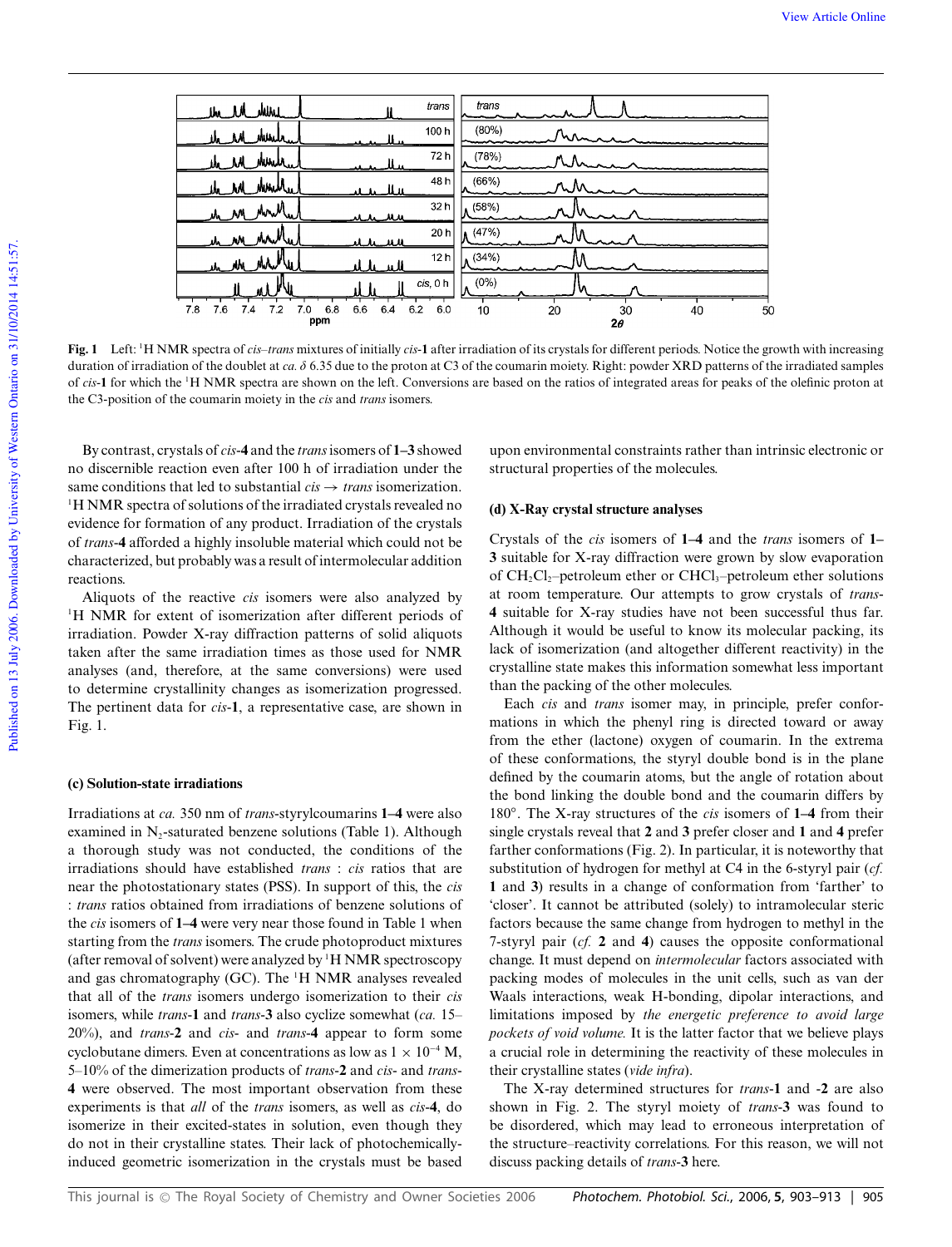**Fig. 1** Left: $^{1}$H NMR spectra of *cis–trans* mixtures of initially *cis*-**1** after irradiation of its crystals for different periods. Notice the growth with increasing duration of irradiation of the doublet at *ca.* $\delta$ 6.35 due to the proton at C3 of the coumarin moiety. Right: powder XRD patterns of the irradiated samples of *cis*-**1** for which the $^{1}$H NMR spectra are shown on the left. Conversions are based on the ratios of integrated areas for peaks of the olefinic proton at the C3-position of the coumarin moiety in the *cis* and *trans* isomers.

By contrast, crystals of *cis*-**4** and the *trans* isomers of **1–3** showed no discernible reaction even after 100 h of irradiation under the same conditions that led to substantial *cis* → *trans* isomerization. $^{1}$H NMR spectra of solutions of the irradiated crystals revealed no evidence for formation of any product. Irradiation of the crystals of *trans*-**4** afforded a highly insoluble material which could not be characterized, but probably was a result of intermolecular addition reactions.

Aliquots of the reactive *cis* isomers were also analyzed by $^{1}$H NMR for extent of isomerization after different periods of irradiation. Powder X-ray diffraction patterns of solid aliquots taken after the same irradiation times as those used for NMR analyses (and, therefore, at the same conversions) were used to determine crystallinity changes as isomerization progressed. The pertinent data for *cis*-**1**, a representative case, are shown in Fig. 1.

### (c) Solution-state irradiations

Irradiations at *ca.* 350 nm of *trans*-styrylcoumarins **1–4** were also examined in $N_2$-saturated benzene solutions (Table 1). Although a thorough study was not conducted, the conditions of the irradiations should have established *trans* : *cis* ratios that are near the photostationary states (PSS). In support of this, the *cis* : *trans* ratios obtained from irradiations of benzene solutions of the *cis* isomers of **1–4** were very near those found in Table 1 when starting from the *trans* isomers. The crude photoproduct mixtures (after removal of solvent) were analyzed by $^{1}$H NMR spectroscopy and gas chromatography (GC). The $^{1}$H NMR analyses revealed that all of the *trans* isomers undergo isomerization to their *cis* isomers, while *trans*-**1** and *trans*-**3** also cyclize somewhat (*ca.* 15–20%), and *trans*-**2** and *cis*- and *trans*-**4** appear to form some cyclobutane dimers. Even at concentrations as low as $1 \times 10^{-4}$ M, 5–10% of the dimerization products of *trans*-**2** and *cis*- and *trans*-**4** were observed. The most important observation from these experiments is that *all* of the *trans* isomers, as well as *cis*-**4**, do isomerize in their excited-states in solution, even though they do not in their crystalline states. Their lack of photochemically-induced geometric isomerization in the crystals must be based upon environmental constraints rather than intrinsic electronic or structural properties of the molecules.

### (d) X-Ray crystal structure analyses

Crystals of the *cis* isomers of **1–4** and the *trans* isomers of **1–3** suitable for X-ray diffraction were grown by slow evaporation of $CH_2Cl_2$–petroleum ether or $CHCl_3$–petroleum ether solutions at room temperature. Our attempts to grow crystals of *trans*-**4** suitable for X-ray studies have not been successful thus far. Although it would be useful to know its molecular packing, its lack of isomerization (and altogether different reactivity) in the crystalline state makes this information somewhat less important than the packing of the other molecules.

Each *cis* and *trans* isomer may, in principle, prefer conformations in which the phenyl ring is directed toward or away from the ether (lactone) oxygen of coumarin. In the extrema of these conformations, the styryl double bond is in the plane defined by the coumarin atoms, but the angle of rotation about the bond linking the double bond and the coumarin differs by 180°. The X-ray structures of the *cis* isomers of **1–4** from their single crystals reveal that **2** and **3** prefer closer and **1** and **4** prefer farther conformations (Fig. 2). In particular, it is noteworthy that substitution of hydrogen for methyl at C4 in the 6-styryl pair (*cf.* **1** and **3**) results in a change of conformation from 'farther' to 'closer'. It cannot be attributed (solely) to intramolecular steric factors because the same change from hydrogen to methyl in the 7-styryl pair (*cf.* **2** and **4**) causes the opposite conformational change. It must depend on *intermolecular* factors associated with packing modes of molecules in the unit cells, such as van der Waals interactions, weak H-bonding, dipolar interactions, and limitations imposed by *the energetic preference to avoid large pockets of void volume.* It is the latter factor that we believe plays a crucial role in determining the reactivity of these molecules in their crystalline states (*vide infra*).

The X-ray determined structures for *trans*-**1** and -**2** are also shown in Fig. 2. The styryl moiety of *trans*-**3** was found to be disordered, which may lead to erroneous interpretation of the structure–reactivity correlations. For this reason, we will not discuss packing details of *trans*-**3** here.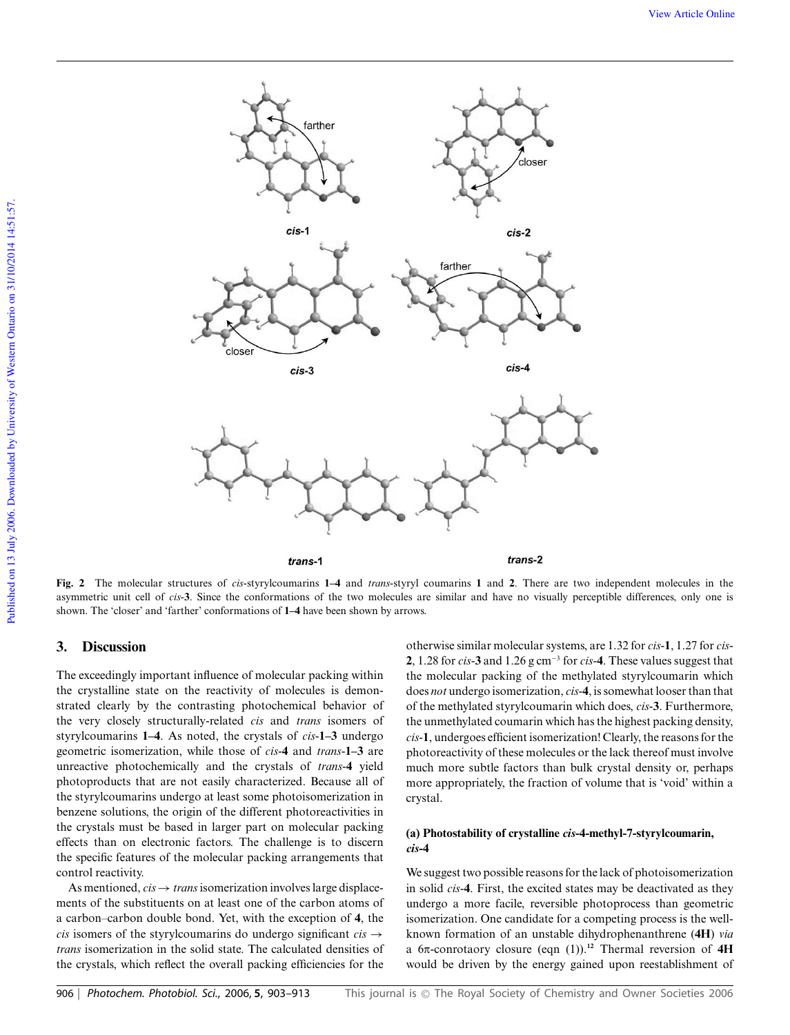Fig. 2 The molecular structures of *cis*-styrylcoumarins **1–4** and *trans*-styryl coumarins **1** and **2**. There are two independent molecules in the asymmetric unit cell of *cis*-**3**. Since the conformations of the two molecules are similar and have no visually perceptible differences, only one is shown. The 'closer' and 'farther' conformations of **1–4** have been shown by arrows.

## 3. Discussion

The exceedingly important influence of molecular packing within the crystalline state on the reactivity of molecules is demonstrated clearly by the contrasting photochemical behavior of the very closely structurally-related *cis* and *trans* isomers of styrylcoumarins **1–4**. As noted, the crystals of *cis*-**1–3** undergo geometric isomerization, while those of *cis*-**4** and *trans*-**1–3** are unreactive photochemically and the crystals of *trans*-**4** yield photoproducts that are not easily characterized. Because all of the styrylcoumarins undergo at least some photoisomerization in benzene solutions, the origin of the different photoreactivities in the crystals must be based in larger part on molecular packing effects than on electronic factors. The challenge is to discern the specific features of the molecular packing arrangements that control reactivity.

As mentioned, *cis* → *trans* isomerization involves large displacements of the substituents on at least one of the carbon atoms of a carbon–carbon double bond. Yet, with the exception of **4**, the *cis* isomers of the styrylcoumarins do undergo significant *cis* → *trans* isomerization in the solid state. The calculated densities of the crystals, which reflect the overall packing efficiencies for the otherwise similar molecular systems, are 1.32 for *cis*-**1**, 1.27 for *cis*-**2**, 1.28 for *cis*-**3** and 1.26 g cm$^{-3}$ for *cis*-**4**. These values suggest that the molecular packing of the methylated styrylcoumarin which does *not* undergo isomerization, *cis*-**4**, is somewhat looser than that of the methylated styrylcoumarin which does, *cis*-**3**. Furthermore, the unmethylated coumarin which has the highest packing density, *cis*-**1**, undergoes efficient isomerization! Clearly, the reasons for the photoreactivity of these molecules or the lack thereof must involve much more subtle factors than bulk crystal density or, perhaps more appropriately, the fraction of volume that is 'void' within a crystal.

### (a) Photostability of crystalline *cis*-4-methyl-7-styrylcoumarin, *cis*-4

We suggest two possible reasons for the lack of photoisomerization in solid *cis*-**4**. First, the excited states may be deactivated as they undergo a more facile, reversible photoprocess than geometric isomerization. One candidate for a competing process is the well-known formation of an unstable dihydrophenanthrene (**4H**) *via* a 6π-conrotaory closure (eqn (1)).[12] Thermal reversion of **4H** would be driven by the energy gained upon reestablishment of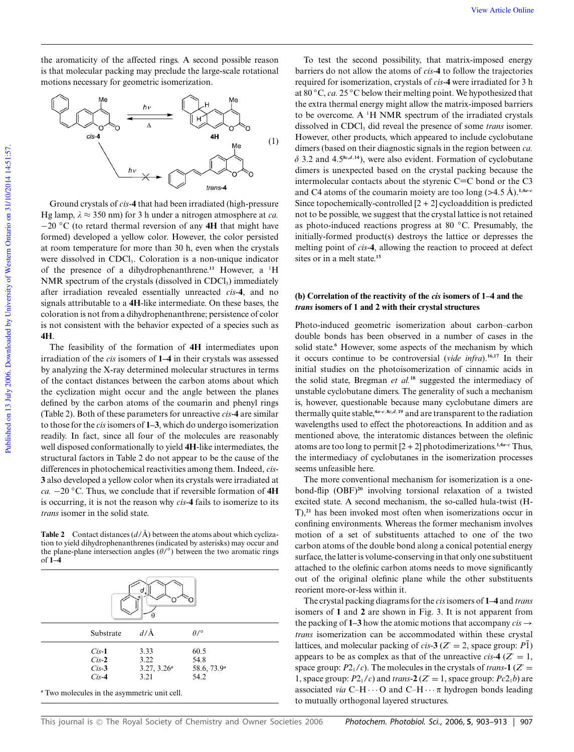the aromaticity of the affected rings. A second possible reason is that molecular packing may preclude the large-scale rotational motions necessary for geometric isomerization.

(1)

Ground crystals of *cis*-**4** that had been irradiated (high-pressure Hg lamp, $\lambda \approx 350$ nm) for 3 h under a nitrogen atmosphere at *ca.* −20 °C (to retard thermal reversion of any **4H** that might have formed) developed a yellow color. However, the color persisted at room temperature for more than 30 h, even when the crystals were dissolved in $CDCl_3$. Coloration is a non-unique indicator of the presence of a dihydrophenanthrene.[13] However, a $^1H$ NMR spectrum of the crystals (dissolved in $CDCl_3$) immediately after irradiation revealed essentially unreacted *cis*-**4**, and no signals attributable to a **4H**-like intermediate. On these bases, the coloration is not from a dihydrophenanthrene; persistence of color is not consistent with the behavior expected of a species such as **4H**.

The feasibility of the formation of **4H** intermediates upon irradiation of the *cis* isomers of **1–4** in their crystals was assessed by analyzing the X-ray determined molecular structures in terms of the contact distances between the carbon atoms about which the cyclization might occur and the angle between the planes defined by the carbon atoms of the coumarin and phenyl rings (Table 2). Both of these parameters for unreactive *cis*-**4** are similar to those for the *cis* isomers of **1–3**, which do undergo isomerization readily. In fact, since all four of the molecules are reasonably well disposed conformationally to yield **4H**-like intermediates, the structural factors in Table 2 do not appear to be the cause of the differences in photochemical reactivities among them. Indeed, *cis*-**3** also developed a yellow color when its crystals were irradiated at *ca.* −20 °C. Thus, we conclude that if reversible formation of **4H** is occurring, it is not the reason why *cis*-**4** fails to isomerize to its *trans* isomer in the solid state.

**Table 2** Contact distances ($d$/Å) between the atoms about which cyclization to yield dihydrophenanthrenes (indicated by asterisks) may occur and the plane-plane intersection angles ($\theta$/°) between the two aromatic rings of **1–4**

| Substrate | $d$/Å | $\theta$/° |
|---|---|---|
| *Cis*-**1** | 3.33 | 60.5 |
| *Cis*-**2** | 3.22 | 54.8 |
| *Cis*-**3** | 3.27, 3.26[a] | 58.6, 73.9[a] |
| *Cis*-**4** | 3.21 | 54.2 |

[a] Two molecules in the asymmetric unit cell.

To test the second possibility, that matrix-imposed energy barriers do not allow the atoms of *cis*-**4** to follow the trajectories required for isomerization, crystals of *cis*-**4** were irradiated for 3 h at 80 °C, *ca.* 25 °C below their melting point. We hypothesized that the extra thermal energy might allow the matrix-imposed barriers to be overcome. A $^1H$ NMR spectrum of the irradiated crystals dissolved in $CDCl_3$ did reveal the presence of some *trans* isomer. However, other products, which appeared to include cyclobutane dimers (based on their diagnostic signals in the region between *ca.* δ 3.2 and 4.5[8c,d,14]), were also evident. Formation of cyclobutane dimers is unexpected based on the crystal packing because the intermolecular contacts about the styrenic C=C bond or the C3 and C4 atoms of the coumarin moiety are too long (>4.5 Å).[1,4a–c] Since topochemically-controlled [2 + 2] cycloaddition is predicted not to be possible, we suggest that the crystal lattice is not retained as photo-induced reactions progress at 80 °C. Presumably, the initially-formed product(s) destroys the lattice or depresses the melting point of *cis*-**4**, allowing the reaction to proceed at defect sites or in a melt state.[15]

### (b) Correlation of the reactivity of the *cis* isomers of 1–4 and the *trans* isomers of 1 and 2 with their crystal structures

Photo-induced geometric isomerization about carbon–carbon double bonds has been observed in a number of cases in the solid state.[6] However, some aspects of the mechanism by which it occurs continue to be controversial (*vide infra*).[16,17] In their initial studies on the photoisomerization of cinnamic acids in the solid state, Bregman *et al.*[18] suggested the intermediacy of unstable cyclobutane dimers. The generality of such a mechanism is, however, questionable because many cyclobutane dimers are thermally quite stable,[4a–c,8c,d,19] and are transparent to the radiation wavelengths used to effect the photoreactions. In addition and as mentioned above, the interatomic distances between the olefinic atoms are too long to permit [2 + 2] photodimerizations.[1,4a–c] Thus, the intermediacy of cyclobutanes in the isomerization processes seems unfeasible here.

The more conventional mechanism for isomerization is a one-bond-flip (OBF)[20] involving torsional relaxation of a twisted excited state. A second mechanism, the so-called hula-twist (H-T),[21] has been invoked most often when isomerizations occur in confining environments. Whereas the former mechanism involves motion of a set of substituents attached to one of the two carbon atoms of the double bond along a conical potential energy surface, the latter is volume-conserving in that only one substituent attached to the olefinic carbon atoms needs to move significantly out of the original olefinic plane while the other substituents reorient more-or-less within it.

The crystal packing diagrams for the *cis* isomers of **1–4** and *trans* isomers of **1** and **2** are shown in Fig. 3. It is not apparent from the packing of **1–3** how the atomic motions that accompany *cis* → *trans* isomerization can be accommodated within these crystal lattices, and molecular packing of *cis*-**3** ($Z' = 2$, space group: $P\bar{1}$) appears to be as complex as that of the unreactive *cis*-**4** ($Z' = 1$, space group: $P2_1/c$). The molecules in the crystals of *trans*-**1** ($Z' = 1$, space group: $P2_1/c$) and *trans*-**2** ($Z' = 1$, space group: $Pc2_1b$) are associated *via* C–H···O and C–H···π hydrogen bonds leading to mutually orthogonal layered structures.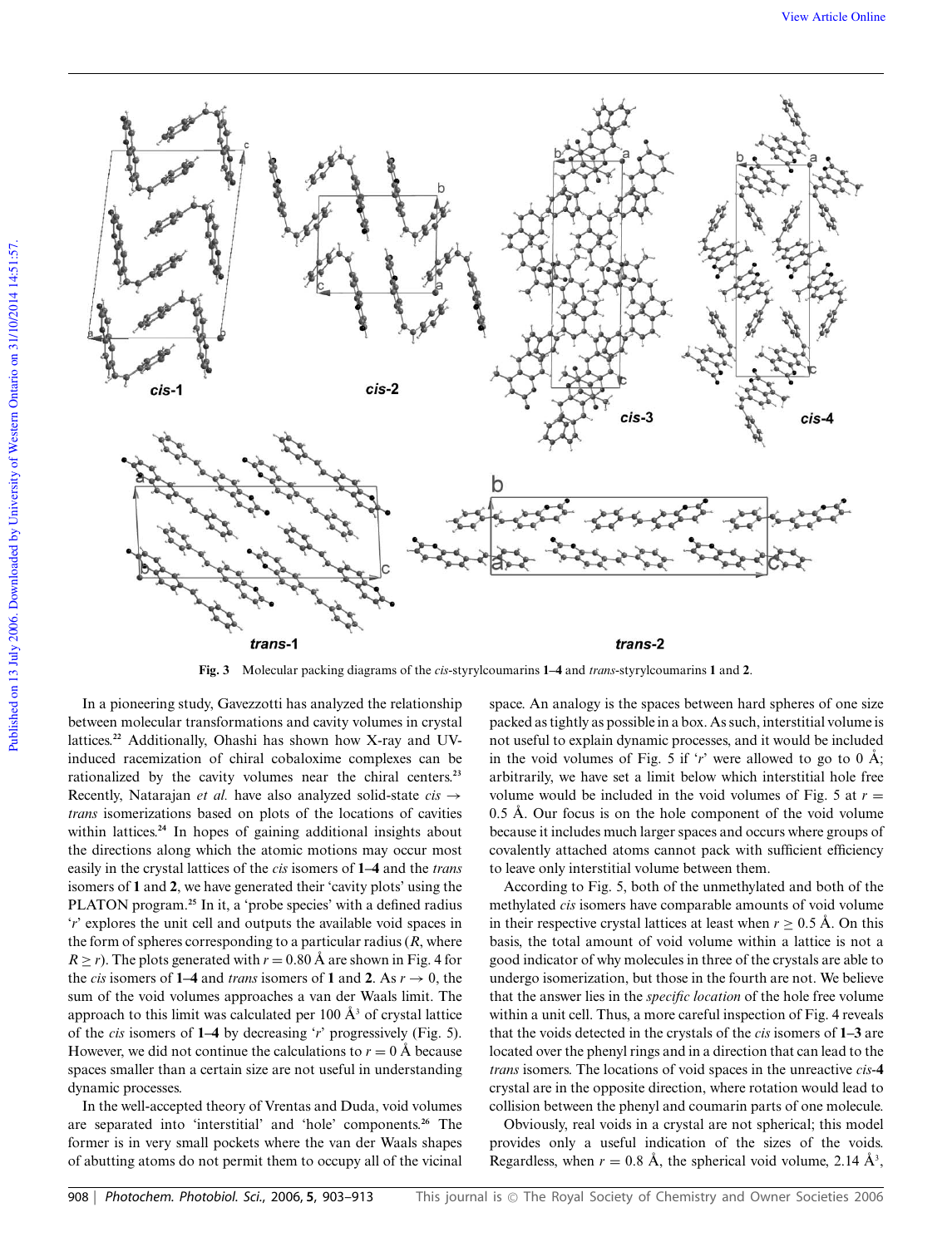Fig. 3 Molecular packing diagrams of the *cis*-styrylcoumarins **1–4** and *trans*-styrylcoumarins **1** and **2**.

In a pioneering study, Gavezzotti has analyzed the relationship between molecular transformations and cavity volumes in crystal lattices.[22] Additionally, Ohashi has shown how X-ray and UV-induced racemization of chiral cobaloxime complexes can be rationalized by the cavity volumes near the chiral centers.[23] Recently, Natarajan *et al.* have also analyzed solid-state *cis* → *trans* isomerizations based on plots of the locations of cavities within lattices.[24] In hopes of gaining additional insights about the directions along which the atomic motions may occur most easily in the crystal lattices of the *cis* isomers of **1–4** and the *trans* isomers of **1** and **2**, we have generated their 'cavity plots' using the PLATON program.[25] In it, a 'probe species' with a defined radius '*r*' explores the unit cell and outputs the available void spaces in the form of spheres corresponding to a particular radius ($R$, where $R \geq r$). The plots generated with $r = 0.80$ Å are shown in Fig. 4 for the *cis* isomers of **1–4** and *trans* isomers of **1** and **2**. As $r \rightarrow 0$, the sum of the void volumes approaches a van der Waals limit. The approach to this limit was calculated per 100 Å$^3$ of crystal lattice of the *cis* isomers of **1–4** by decreasing '*r*' progressively (Fig. 5). However, we did not continue the calculations to $r = 0$ Å because spaces smaller than a certain size are not useful in understanding dynamic processes.

In the well-accepted theory of Vrentas and Duda, void volumes are separated into 'interstitial' and 'hole' components.[26] The former is in very small pockets where the van der Waals shapes of abutting atoms do not permit them to occupy all of the vicinal space. An analogy is the spaces between hard spheres of one size packed as tightly as possible in a box. As such, interstitial volume is not useful to explain dynamic processes, and it would be included in the void volumes of Fig. 5 if '*r*' were allowed to go to 0 Å; arbitrarily, we have set a limit below which interstitial hole free volume would be included in the void volumes of Fig. 5 at $r = 0.5$ Å. Our focus is on the hole component of the void volume because it includes much larger spaces and occurs where groups of covalently attached atoms cannot pack with sufficient efficiency to leave only interstitial volume between them.

According to Fig. 5, both of the unmethylated and both of the methylated *cis* isomers have comparable amounts of void volume in their respective crystal lattices at least when $r \geq 0.5$ Å. On this basis, the total amount of void volume within a lattice is not a good indicator of why molecules in three of the crystals are able to undergo isomerization, but those in the fourth are not. We believe that the answer lies in the *specific location* of the hole free volume within a unit cell. Thus, a more careful inspection of Fig. 4 reveals that the voids detected in the crystals of the *cis* isomers of **1–3** are located over the phenyl rings and in a direction that can lead to the *trans* isomers. The locations of void spaces in the unreactive *cis*-**4** crystal are in the opposite direction, where rotation would lead to collision between the phenyl and coumarin parts of one molecule.

Obviously, real voids in a crystal are not spherical; this model provides only a useful indication of the sizes of the voids. Regardless, when $r = 0.8$ Å, the spherical void volume, 2.14 Å$^3$,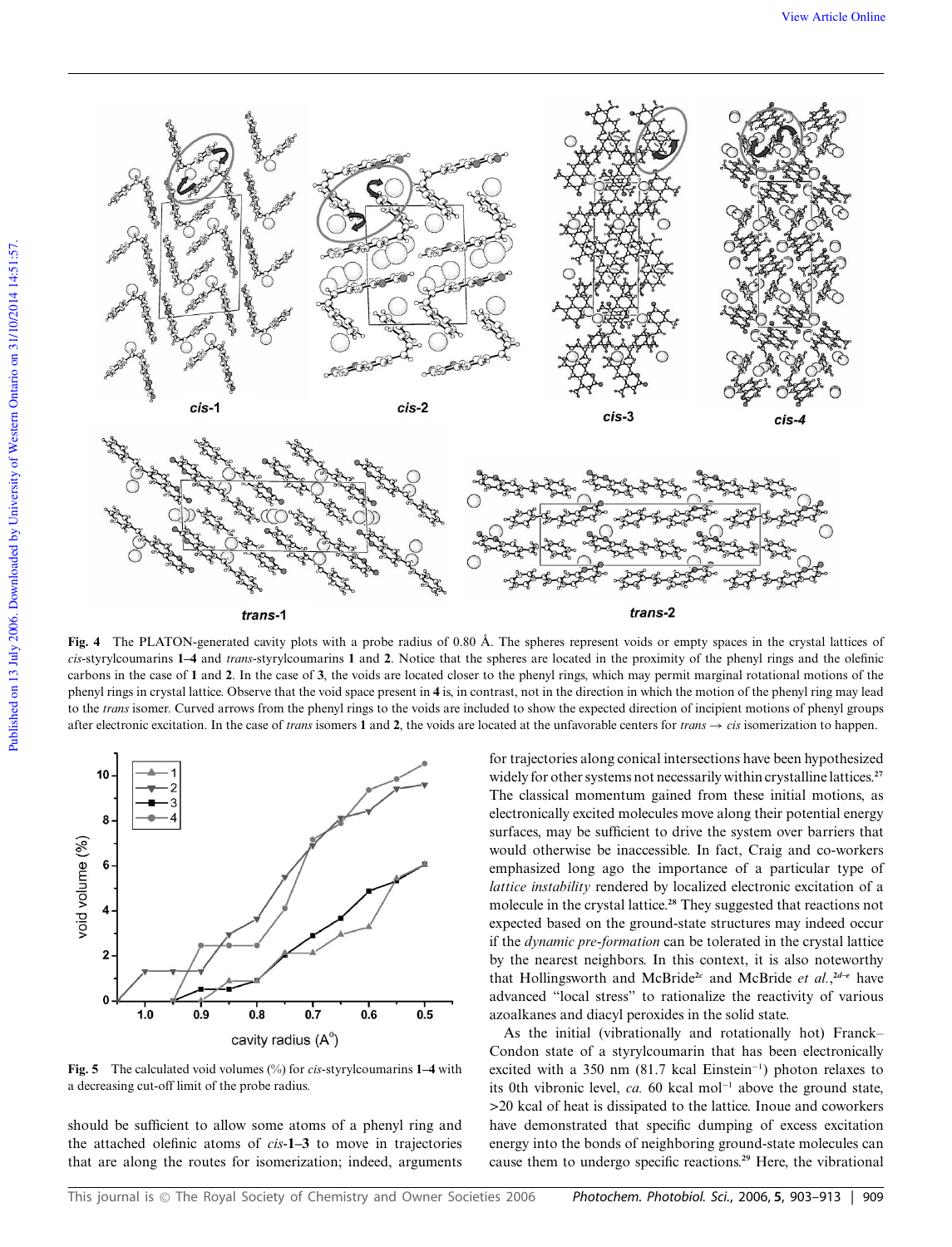Fig. 4 The PLATON-generated cavity plots with a probe radius of 0.80 Å. The spheres represent voids or empty spaces in the crystal lattices of *cis*-styrylcoumarins **1–4** and *trans*-styrylcoumarins **1** and **2**. Notice that the spheres are located in the proximity of the phenyl rings and the olefinic carbons in the case of **1** and **2**. In the case of **3**, the voids are located closer to the phenyl rings, which may permit marginal rotational motions of the phenyl rings in crystal lattice. Observe that the void space present in **4** is, in contrast, not in the direction in which the motion of the phenyl ring may lead to the *trans* isomer. Curved arrows from the phenyl rings to the voids are included to show the expected direction of incipient motions of phenyl groups after electronic excitation. In the case of *trans* isomers **1** and **2**, the voids are located at the unfavorable centers for *trans* → *cis* isomerization to happen.

Fig. 5 The calculated void volumes (%) for *cis*-styrylcoumarins **1–4** with a decreasing cut-off limit of the probe radius.

should be sufficient to allow some atoms of a phenyl ring and the attached olefinic atoms of *cis*-**1–3** to move in trajectories that are along the routes for isomerization; indeed, arguments for trajectories along conical intersections have been hypothesized widely for other systems not necessarily within crystalline lattices.[27] The classical momentum gained from these initial motions, as electronically excited molecules move along their potential energy surfaces, may be sufficient to drive the system over barriers that would otherwise be inaccessible. In fact, Craig and co-workers emphasized long ago the importance of a particular type of *lattice instability* rendered by localized electronic excitation of a molecule in the crystal lattice.[28] They suggested that reactions not expected based on the ground-state structures may indeed occur if the *dynamic pre-formation* can be tolerated in the crystal lattice by the nearest neighbors. In this context, it is also noteworthy that Hollingsworth and McBride[2c] and McBride *et al.*,[2d–e] have advanced "local stress" to rationalize the reactivity of various azoalkanes and diacyl peroxides in the solid state.

As the initial (vibrationally and rotationally hot) Franck–Condon state of a styrylcoumarin that has been electronically excited with a 350 nm (81.7 kcal Einstein$^{-1}$) photon relaxes to its 0th vibronic level, *ca.* 60 kcal mol$^{-1}$ above the ground state, >20 kcal of heat is dissipated to the lattice. Inoue and coworkers have demonstrated that specific dumping of excess excitation energy into the bonds of neighboring ground-state molecules can cause them to undergo specific reactions.[29] Here, the vibrational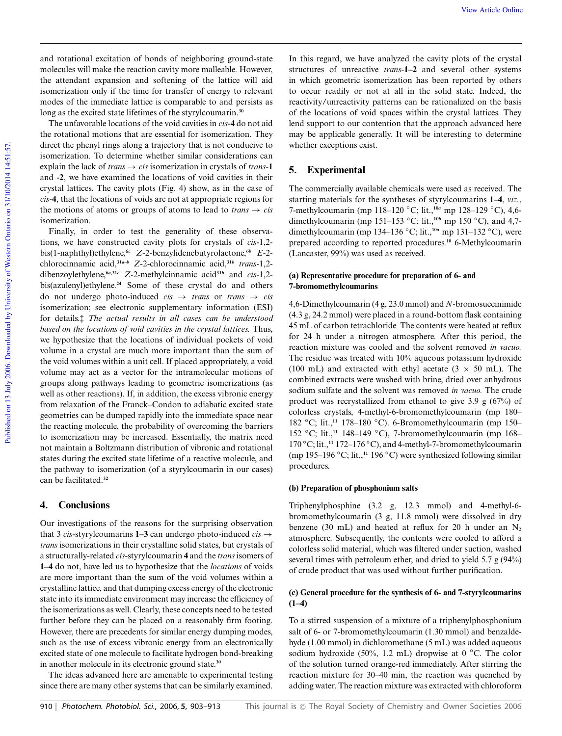and rotational excitation of bonds of neighboring ground-state molecules will make the reaction cavity more malleable. However, the attendant expansion and softening of the lattice will aid isomerization only if the time for transfer of energy to relevant modes of the immediate lattice is comparable to and persists as long as the excited state lifetimes of the styrylcoumarin.[30]

The unfavorable locations of the void cavities in *cis*-**4** do not aid the rotational motions that are essential for isomerization. They direct the phenyl rings along a trajectory that is not conducive to isomerization. To determine whether similar considerations can explain the lack of *trans* → *cis* isomerization in crystals of *trans*-**1** and **-2**, we have examined the locations of void cavities in their crystal lattices. The cavity plots (Fig. 4) show, as in the case of *cis*-**4**, that the locations of voids are not at appropriate regions for the motions of atoms or groups of atoms to lead to *trans* → *cis* isomerization.

Finally, in order to test the generality of these observations, we have constructed cavity plots for crystals of *cis*-1,2-bis(1-naphthyl)ethylene,[6c] *Z*-2-benzylidenebutyrolactone,[6b] *E*-2-chlorocinnamic acid,[31a–b] *Z*-2-chlorocinnamic acid,[31b] *trans*-1,2-dibenzoylethylene,[6a,31c] *Z*-2-methylcinnamic acid[31b] and *cis*-1,2-bis(azulenyl)ethylene.[24] Some of these crystal do and others do not undergo photo-induced *cis* → *trans* or *trans* → *cis* isomerization; see electronic supplementary information (ESI) for details.‡ *The actual results in all cases can be understood based on the locations of void cavities in the crystal lattices.* Thus, we hypothesize that the locations of individual pockets of void volume in a crystal are much more important than the sum of the void volumes within a unit cell. If placed appropriately, a void volume may act as a vector for the intramolecular motions of groups along pathways leading to geometric isomerizations (as well as other reactions). If, in addition, the excess vibronic energy from relaxation of the Franck–Condon to adiabatic excited state geometries can be dumped rapidly into the immediate space near the reacting molecule, the probability of overcoming the barriers to isomerization may be increased. Essentially, the matrix need not maintain a Boltzmann distribution of vibronic and rotational states during the excited state lifetime of a reactive molecule, and the pathway to isomerization (of a styrylcoumarin in our cases) can be facilitated.[32]

## 4. Conclusions

Our investigations of the reasons for the surprising observation that 3 *cis*-styrylcoumarins **1–3** can undergo photo-induced *cis* → *trans* isomerizations in their crystalline solid states, but crystals of a structurally-related *cis*-styrylcoumarin **4** and the *trans* isomers of **1–4** do not, have led us to hypothesize that the *locations* of voids are more important than the sum of the void volumes within a crystalline lattice, and that dumping excess energy of the electronic state into its immediate environment may increase the efficiency of the isomerizations as well. Clearly, these concepts need to be tested further before they can be placed on a reasonably firm footing. However, there are precedents for similar energy dumping modes, such as the use of excess vibronic energy from an electronically excited state of one molecule to facilitate hydrogen bond-breaking in another molecule in its electronic ground state.[30]

The ideas advanced here are amenable to experimental testing since there are many other systems that can be similarly examined. In this regard, we have analyzed the cavity plots of the crystal structures of unreactive *trans*-**1–2** and several other systems in which geometric isomerization has been reported by others to occur readily or not at all in the solid state. Indeed, the reactivity/unreactivity patterns can be rationalized on the basis of the locations of void spaces within the crystal lattices. They lend support to our contention that the approach advanced here may be applicable generally. It will be interesting to determine whether exceptions exist.

## 5. Experimental

The commercially available chemicals were used as received. The starting materials for the syntheses of styrylcoumarins **1–4**, *viz.*, 7-methylcoumarin (mp 118–120 °C; lit.,[10a] mp 128–129 °C), 4,6-dimethylcoumarin (mp 151–153 °C; lit.,[10b] mp 150 °C), and 4,7-dimethylcoumarin (mp 134–136 °C; lit.,[10a] mp 131–132 °C), were prepared according to reported procedures.[10] 6-Methylcoumarin (Lancaster, 99%) was used as received.

### (a) Representative procedure for preparation of 6- and 7-bromomethylcoumarins

4,6-Dimethylcoumarin (4 g, 23.0 mmol) and *N*-bromosuccinimide (4.3 g, 24.2 mmol) were placed in a round-bottom flask containing 45 mL of carbon tetrachloride. The contents were heated at reflux for 24 h under a nitrogen atmosphere. After this period, the reaction mixture was cooled and the solvent removed *in vacuo.* The residue was treated with 10% aqueous potassium hydroxide (100 mL) and extracted with ethyl acetate (3 × 50 mL). The combined extracts were washed with brine, dried over anhydrous sodium sulfate and the solvent was removed *in vacuo.* The crude product was recrystallized from ethanol to give 3.9 g (67%) of colorless crystals, 4-methyl-6-bromomethylcoumarin (mp 180–182 °C; lit.,[11] 178–180 °C). 6-Bromomethylcoumarin (mp 150–152 °C; lit.,[11] 148–149 °C), 7-bromomethylcoumarin (mp 168–170 °C; lit.,[11] 172–176 °C), and 4-methyl-7-bromomethylcoumarin (mp 195–196 °C; lit.,[11] 196 °C) were synthesized following similar procedures.

### (b) Preparation of phosphonium salts

Triphenylphosphine (3.2 g, 12.3 mmol) and 4-methyl-6-bromomethylcoumarin (3 g, 11.8 mmol) were dissolved in dry benzene (30 mL) and heated at reflux for 20 h under an $N_2$ atmosphere. Subsequently, the contents were cooled to afford a colorless solid material, which was filtered under suction, washed several times with petroleum ether, and dried to yield 5.7 g (94%) of crude product that was used without further purification.

### (c) General procedure for the synthesis of 6- and 7-styrylcoumarins (1–4)

To a stirred suspension of a mixture of a triphenylphosphonium salt of 6- or 7-bromomethylcoumarin (1.30 mmol) and benzaldehyde (1.00 mmol) in dichloromethane (5 mL) was added aqueous sodium hydroxide (50%, 1.2 mL) dropwise at 0 °C. The color of the solution turned orange-red immediately. After stirring the reaction mixture for 30–40 min, the reaction was quenched by adding water. The reaction mixture was extracted with chloroform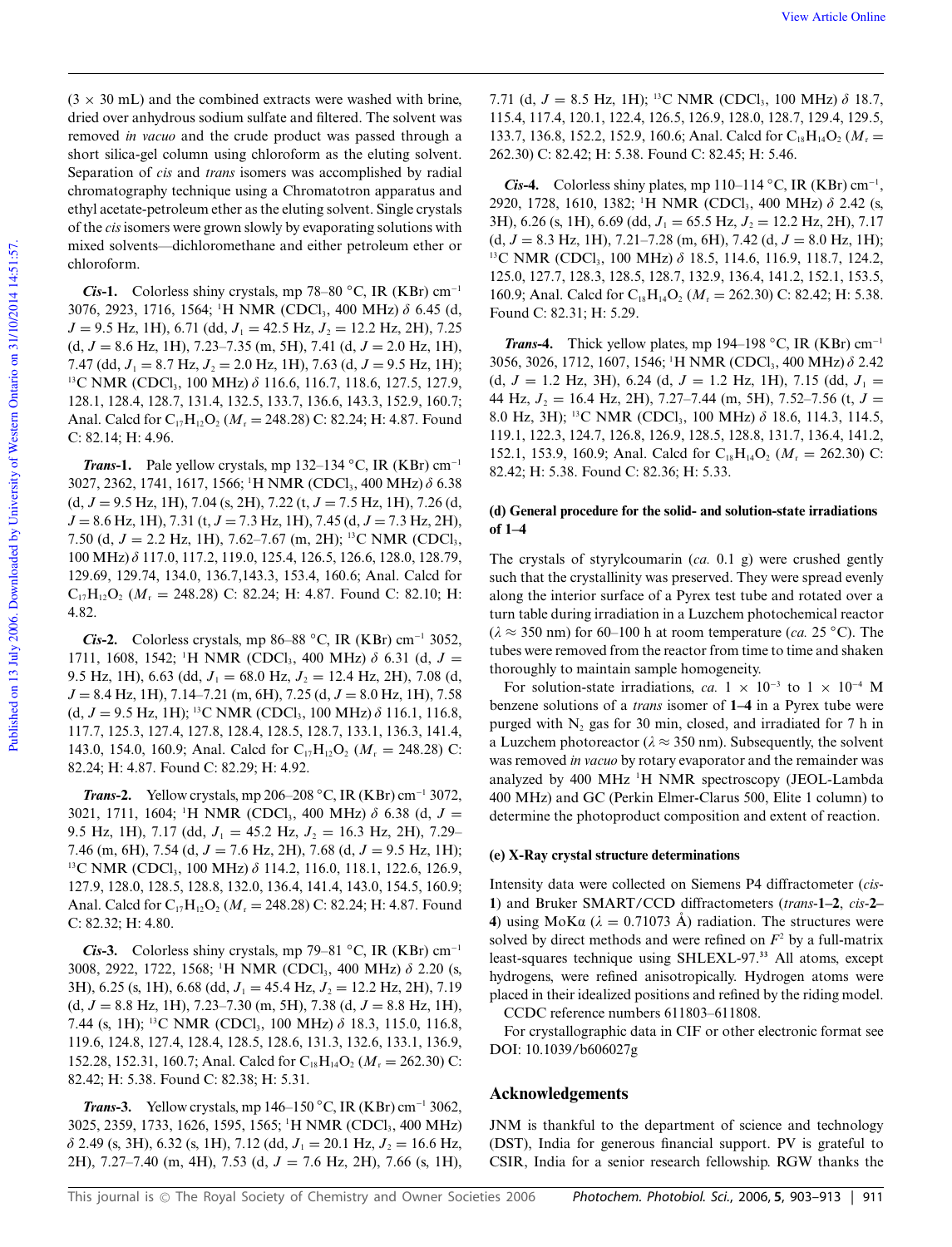(3 × 30 mL) and the combined extracts were washed with brine, dried over anhydrous sodium sulfate and filtered. The solvent was removed *in vacuo* and the crude product was passed through a short silica-gel column using chloroform as the eluting solvent. Separation of *cis* and *trans* isomers was accomplished by radial chromatography technique using a Chromatotron apparatus and ethyl acetate-petroleum ether as the eluting solvent. Single crystals of the *cis* isomers were grown slowly by evaporating solutions with mixed solvents—dichloromethane and either petroleum ether or chloroform.

***Cis*-1.** Colorless shiny crystals, mp 78–80 °C, IR (KBr) cm$^{-1}$ 3076, 2923, 1716, 1564; $^{1}$H NMR (CDCl$_3$, 400 MHz) δ 6.45 (d, $J$ = 9.5 Hz, 1H), 6.71 (dd, $J_1$ = 42.5 Hz, $J_2$ = 12.2 Hz, 2H), 7.25 (d, $J$ = 8.6 Hz, 1H), 7.23–7.35 (m, 5H), 7.41 (d, $J$ = 2.0 Hz, 1H), 7.47 (dd, $J_1$ = 8.7 Hz, $J_2$ = 2.0 Hz, 1H), 7.63 (d, $J$ = 9.5 Hz, 1H); $^{13}$C NMR (CDCl$_3$, 100 MHz) δ 116.6, 116.7, 118.6, 127.5, 127.9, 128.1, 128.4, 128.7, 131.4, 132.5, 133.7, 136.6, 143.3, 152.9, 160.7; Anal. Calcd for $C_{17}H_{12}O_2$ ($M_r$ = 248.28) C: 82.24; H: 4.87. Found C: 82.14; H: 4.96.

***Trans*-1.** Pale yellow crystals, mp 132–134 °C, IR (KBr) cm$^{-1}$ 3027, 2362, 1741, 1617, 1566; $^{1}$H NMR (CDCl$_3$, 400 MHz) δ 6.38 (d, $J$ = 9.5 Hz, 1H), 7.04 (s, 2H), 7.22 (t, $J$ = 7.5 Hz, 1H), 7.26 (d, $J$ = 8.6 Hz, 1H), 7.31 (t, $J$ = 7.3 Hz, 1H), 7.45 (d, $J$ = 7.3 Hz, 2H), 7.50 (d, $J$ = 2.2 Hz, 1H), 7.62–7.67 (m, 2H); $^{13}$C NMR (CDCl$_3$, 100 MHz) δ 117.0, 117.2, 119.0, 125.4, 126.5, 126.6, 128.0, 128.79, 129.69, 129.74, 134.0, 136.7,143.3, 153.4, 160.6; Anal. Calcd for $C_{17}H_{12}O_2$ ($M_r$ = 248.28) C: 82.24; H: 4.87. Found C: 82.10; H: 4.82.

***Cis*-2.** Colorless crystals, mp 86–88 °C, IR (KBr) cm$^{-1}$ 3052, 1711, 1608, 1542; $^{1}$H NMR (CDCl$_3$, 400 MHz) δ 6.31 (d, $J$ = 9.5 Hz, 1H), 6.63 (dd, $J_1$ = 68.0 Hz, $J_2$ = 12.4 Hz, 2H), 7.08 (d, $J$ = 8.4 Hz, 1H), 7.14–7.21 (m, 6H), 7.25 (d, $J$ = 8.0 Hz, 1H), 7.58 (d, $J$ = 9.5 Hz, 1H); $^{13}$C NMR (CDCl$_3$, 100 MHz) δ 116.1, 116.8, 117.7, 125.3, 127.4, 127.8, 128.4, 128.5, 128.7, 133.1, 136.3, 141.4, 143.0, 154.0, 160.9; Anal. Calcd for $C_{17}H_{12}O_2$ ($M_r$ = 248.28) C: 82.24; H: 4.87. Found C: 82.29; H: 4.92.

***Trans*-2.** Yellow crystals, mp 206–208 °C, IR (KBr) cm$^{-1}$ 3072, 3021, 1711, 1604; $^{1}$H NMR (CDCl$_3$, 400 MHz) δ 6.38 (d, $J$ = 9.5 Hz, 1H), 7.17 (dd, $J_1$ = 45.2 Hz, $J_2$ = 16.3 Hz, 2H), 7.29–7.46 (m, 6H), 7.54 (d, $J$ = 7.6 Hz, 2H), 7.68 (d, $J$ = 9.5 Hz, 1H); $^{13}$C NMR (CDCl$_3$, 100 MHz) δ 114.2, 116.0, 118.1, 122.6, 126.9, 127.9, 128.0, 128.5, 128.8, 132.0, 136.4, 141.4, 143.0, 154.5, 160.9; Anal. Calcd for $C_{17}H_{12}O_2$ ($M_r$ = 248.28) C: 82.24; H: 4.87. Found C: 82.32; H: 4.80.

***Cis*-3.** Colorless shiny crystals, mp 79–81 °C, IR (KBr) cm$^{-1}$ 3008, 2922, 1722, 1568; $^{1}$H NMR (CDCl$_3$, 400 MHz) δ 2.20 (s, 3H), 6.25 (s, 1H), 6.68 (dd, $J_1$ = 45.4 Hz, $J_2$ = 12.2 Hz, 2H), 7.19 (d, $J$ = 8.8 Hz, 1H), 7.23–7.30 (m, 5H), 7.38 (d, $J$ = 8.8 Hz, 1H), 7.44 (s, 1H); $^{13}$C NMR (CDCl$_3$, 100 MHz) δ 18.3, 115.0, 116.8, 119.6, 124.8, 127.4, 128.4, 128.5, 128.6, 131.3, 132.6, 133.1, 136.9, 152.28, 152.31, 160.7; Anal. Calcd for $C_{18}H_{14}O_2$ ($M_r$ = 262.30) C: 82.42; H: 5.38. Found C: 82.38; H: 5.31.

***Trans*-3.** Yellow crystals, mp 146–150 °C, IR (KBr) cm$^{-1}$ 3062, 3025, 2359, 1733, 1626, 1595, 1565; $^{1}$H NMR (CDCl$_3$, 400 MHz) δ 2.49 (s, 3H), 6.32 (s, 1H), 7.12 (dd, $J_1$ = 20.1 Hz, $J_2$ = 16.6 Hz, 2H), 7.27–7.40 (m, 4H), 7.53 (d, $J$ = 7.6 Hz, 2H), 7.66 (s, 1H), 7.71 (d, $J$ = 8.5 Hz, 1H); $^{13}$C NMR (CDCl$_3$, 100 MHz) δ 18.7, 115.4, 117.4, 120.1, 122.4, 126.5, 126.9, 128.0, 128.7, 129.4, 129.5, 133.7, 136.8, 152.2, 152.9, 160.6; Anal. Calcd for $C_{18}H_{14}O_2$ ($M_r$ = 262.30) C: 82.42; H: 5.38. Found C: 82.45; H: 5.46.

***Cis*-4.** Colorless shiny plates, mp 110–114 °C, IR (KBr) cm$^{-1}$, 2920, 1728, 1610, 1382; $^{1}$H NMR (CDCl$_3$, 400 MHz) δ 2.42 (s, 3H), 6.26 (s, 1H), 6.69 (dd, $J_1$ = 65.5 Hz, $J_2$ = 12.2 Hz, 2H), 7.17 (d, $J$ = 8.3 Hz, 1H), 7.21–7.28 (m, 6H), 7.42 (d, $J$ = 8.0 Hz, 1H); $^{13}$C NMR (CDCl$_3$, 100 MHz) δ 18.5, 114.6, 116.9, 118.7, 124.2, 125.0, 127.7, 128.3, 128.5, 128.7, 132.9, 136.4, 141.2, 152.1, 153.5, 160.9; Anal. Calcd for $C_{18}H_{14}O_2$ ($M_r$ = 262.30) C: 82.42; H: 5.38. Found C: 82.31; H: 5.29.

***Trans*-4.** Thick yellow plates, mp 194–198 °C, IR (KBr) cm$^{-1}$ 3056, 3026, 1712, 1607, 1546; $^{1}$H NMR (CDCl$_3$, 400 MHz) δ 2.42 (d, $J$ = 1.2 Hz, 3H), 6.24 (d, $J$ = 1.2 Hz, 1H), 7.15 (dd, $J_1$ = 44 Hz, $J_2$ = 16.4 Hz, 2H), 7.27–7.44 (m, 5H), 7.52–7.56 (t, $J$ = 8.0 Hz, 3H); $^{13}$C NMR (CDCl$_3$, 100 MHz) δ 18.6, 114.3, 114.5, 119.1, 122.3, 124.7, 126.8, 126.9, 128.5, 128.8, 131.7, 136.4, 141.2, 152.1, 153.9, 160.9; Anal. Calcd for $C_{18}H_{14}O_2$ ($M_r$ = 262.30) C: 82.42; H: 5.38. Found C: 82.36; H: 5.33.

### (d) General procedure for the solid- and solution-state irradiations of 1–4

The crystals of styrylcoumarin (*ca.* 0.1 g) were crushed gently such that the crystallinity was preserved. They were spread evenly along the interior surface of a Pyrex test tube and rotated over a turn table during irradiation in a Luzchem photochemical reactor ($\lambda \approx 350$ nm) for 60–100 h at room temperature (*ca.* 25 °C). The tubes were removed from the reactor from time to time and shaken thoroughly to maintain sample homogeneity.

For solution-state irradiations, *ca.* $1 \times 10^{-3}$ to $1 \times 10^{-4}$ M benzene solutions of a *trans* isomer of **1–4** in a Pyrex tube were purged with $N_2$ gas for 30 min, closed, and irradiated for 7 h in a Luzchem photoreactor ($\lambda \approx 350$ nm). Subsequently, the solvent was removed *in vacuo* by rotary evaporator and the remainder was analyzed by 400 MHz $^{1}$H NMR spectroscopy (JEOL-Lambda 400 MHz) and GC (Perkin Elmer-Clarus 500, Elite 1 column) to determine the photoproduct composition and extent of reaction.

### (e) X-Ray crystal structure determinations

Intensity data were collected on Siemens P4 diffractometer (*cis*-**1**) and Bruker SMART/CCD diffractometers (*trans*-**1–2**, *cis*-**2–4**) using MoKα ($\lambda$ = 0.71073 Å) radiation. The structures were solved by direct methods and were refined on $F^2$ by a full-matrix least-squares technique using SHLEXL-97.[33] All atoms, except hydrogens, were refined anisotropically. Hydrogen atoms were placed in their idealized positions and refined by the riding model.

CCDC reference numbers 611803–611808.

For crystallographic data in CIF or other electronic format see DOI: 10.1039/b606027g

## Acknowledgements

JNM is thankful to the department of science and technology (DST), India for generous financial support. PV is grateful to CSIR, India for a senior research fellowship. RGW thanks the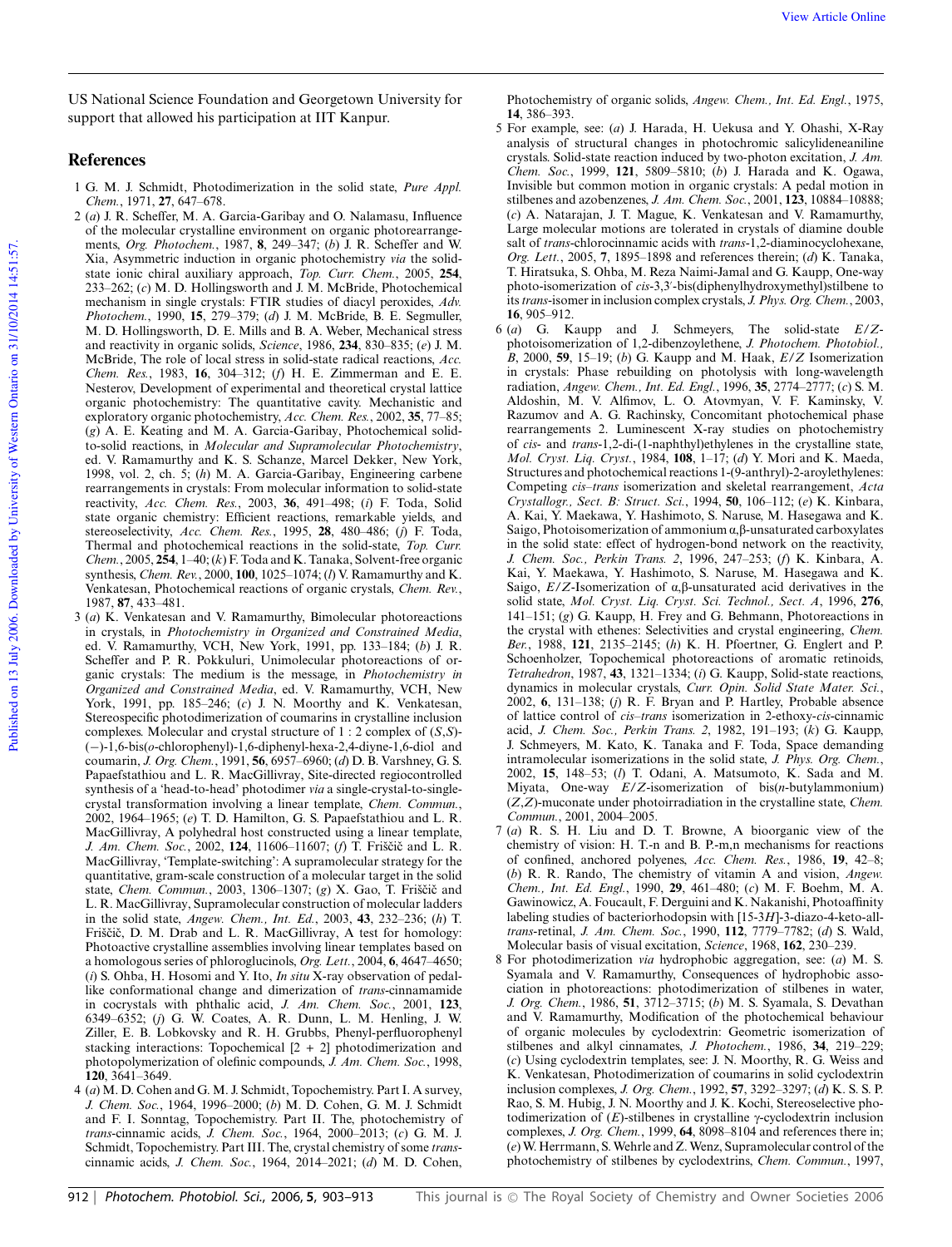US National Science Foundation and Georgetown University for support that allowed his participation at IIT Kanpur.

## References

1 G. M. J. Schmidt, Photodimerization in the solid state, *Pure Appl. Chem.*, 1971, **27**, 647–678.

2 (*a*) J. R. Scheffer, M. A. Garcia-Garibay and O. Nalamasu, Influence of the molecular crystalline environment on organic photorearrangements, *Org. Photochem.*, 1987, **8**, 249–347; (*b*) J. R. Scheffer and W. Xia, Asymmetric induction in organic photochemistry *via* the solid-state ionic chiral auxiliary approach, *Top. Curr. Chem.*, 2005, **254**, 233–262; (*c*) M. D. Hollingsworth and J. M. McBride, Photochemical mechanism in single crystals: FTIR studies of diacyl peroxides, *Adv. Photochem.*, 1990, **15**, 279–379; (*d*) J. M. McBride, B. E. Segmuller, M. D. Hollingsworth, D. E. Mills and B. A. Weber, Mechanical stress and reactivity in organic solids, *Science*, 1986, **234**, 830–835; (*e*) J. M. McBride, The role of local stress in solid-state radical reactions, *Acc. Chem. Res.*, 1983, **16**, 304–312; (*f*) H. E. Zimmerman and E. E. Nesterov, Development of experimental and theoretical crystal lattice organic photochemistry: The quantitative cavity. Mechanistic and exploratory organic photochemistry, *Acc. Chem. Res.*, 2002, **35**, 77–85; (*g*) A. E. Keating and M. A. Garcia-Garibay, Photochemical solid-to-solid reactions, in *Molecular and Supramolecular Photochemistry*, ed. V. Ramamurthy and K. S. Schanze, Marcel Dekker, New York, 1998, vol. 2, ch. 5; (*h*) M. A. Garcia-Garibay, Engineering carbene rearrangements in crystals: From molecular information to solid-state reactivity, *Acc. Chem. Res.*, 2003, **36**, 491–498; (*i*) F. Toda, Solid state organic chemistry: Efficient reactions, remarkable yields, and stereoselectivity, *Acc. Chem. Res.*, 1995, **28**, 480–486; (*j*) F. Toda, Thermal and photochemical reactions in the solid-state, *Top. Curr. Chem.*, 2005, **254**, 1–40; (*k*) F. Toda and K. Tanaka, Solvent-free organic synthesis, *Chem. Rev.*, 2000, **100**, 1025–1074; (*l*) V. Ramamurthy and K. Venkatesan, Photochemical reactions of organic crystals, *Chem. Rev.*, 1987, **87**, 433–481.

3 (*a*) K. Venkatesan and V. Ramamurthy, Bimolecular photoreactions in crystals, in *Photochemistry in Organized and Constrained Media*, ed. V. Ramamurthy, VCH, New York, 1991, pp. 133–184; (*b*) J. R. Scheffer and P. R. Pokkuluri, Unimolecular photoreactions of organic crystals: The medium is the message, in *Photochemistry in Organized and Constrained Media*, ed. V. Ramamurthy, VCH, New York, 1991, pp. 185–246; (*c*) J. N. Moorthy and K. Venkatesan, Stereospecific photodimerization of coumarins in crystalline inclusion complexes. Molecular and crystal structure of 1 : 2 complex of (*S*,*S*)-(−)-1,6-bis(*o*-chlorophenyl)-1,6-diphenyl-hexa-2,4-diyne-1,6-diol and coumarin, *J. Org. Chem.*, 1991, **56**, 6957–6960; (*d*) D. B. Varshney, G. S. Papaefstathiou and L. R. MacGillivray, Site-directed regiocontrolled synthesis of a 'head-to-head' photodimer *via* a single-crystal-to-single-crystal transformation involving a linear template, *Chem. Commun.*, 2002, 1964–1965; (*e*) T. D. Hamilton, G. S. Papaefstathiou and L. R. MacGillivray, A polyhedral host constructed using a linear template, *J. Am. Chem. Soc.*, 2002, **124**, 11606–11607; (*f*) T. Friščič and L. R. MacGillivray, 'Template-switching': A supramolecular strategy for the quantitative, gram-scale construction of a molecular target in the solid state, *Chem. Commun.*, 2003, 1306–1307; (*g*) X. Gao, T. Friščič and L. R. MacGillivray, Supramolecular construction of molecular ladders in the solid state, *Angew. Chem., Int. Ed.*, 2003, **43**, 232–236; (*h*) T. Friščič, D. M. Drab and L. R. MacGillivray, A test for homology: Photoactive crystalline assemblies involving linear templates based on a homologous series of phloroglucinols, *Org. Lett.*, 2004, **6**, 4647–4650; (*i*) S. Ohba, H. Hosomi and Y. Ito, *In situ* X-ray observation of pedal-like conformational change and dimerization of *trans*-cinnamamide in cocrystals with phthalic acid, *J. Am. Chem. Soc.*, 2001, **123**, 6349–6352; (*j*) G. W. Coates, A. R. Dunn, L. M. Henling, J. W. Ziller, E. B. Lobkovsky and R. H. Grubbs, Phenyl-perfluorophenyl stacking interactions: Topochemical [2 + 2] photodimerization and photopolymerization of olefinic compounds, *J. Am. Chem. Soc.*, 1998, **120**, 3641–3649.

4 (*a*) M. D. Cohen and G. M. J. Schmidt, Topochemistry. Part I. A survey, *J. Chem. Soc.*, 1964, 1996–2000; (*b*) M. D. Cohen, G. M. J. Schmidt and F. I. Sonntag, Topochemistry. Part II. The photochemistry of *trans*-cinnamic acids, *J. Chem. Soc.*, 1964, 2000–2013; (*c*) G. M. J. Schmidt, Topochemistry. Part III. The crystal chemistry of some *trans*-cinnamic acids, *J. Chem. Soc.*, 1964, 2014–2021; (*d*) M. D. Cohen, Photochemistry of organic solids, *Angew. Chem., Int. Ed. Engl.*, 1975, **14**, 386–393.

5 For example, see: (*a*) J. Harada, H. Uekusa and Y. Ohashi, X-Ray analysis of structural changes in photochromic salicylideneaniline crystals. Solid-state reaction induced by two-photon excitation, *J. Am. Chem. Soc.*, 1999, **121**, 5809–5810; (*b*) J. Harada and K. Ogawa, Invisible but common motion in organic crystals: A pedal motion in stilbenes and azobenzenes, *J. Am. Chem. Soc.*, 2001, **123**, 10884–10888; (*c*) A. Natarajan, J. T. Mague, K. Venkatesan and V. Ramamurthy, Large molecular motions are tolerated in crystals of diamine double salt of *trans*-chlorocinnamic acids with *trans*-1,2-diaminocyclohexane, *Org. Lett.*, 2005, **7**, 1895–1898 and references therein; (*d*) K. Tanaka, T. Hiratsuka, S. Ohba, M. Reza Naimi-Jamal and G. Kaupp, One-way photo-isomerization of *cis*-3,3′-bis(diphenylhydroxymethyl)stilbene to its *trans*-isomer in inclusion complex crystals, *J. Phys. Org. Chem.*, 2003, **16**, 905–912.

6 (*a*) G. Kaupp and J. Schmeyers, The solid-state *E*/*Z*-photoisomerization of 1,2-dibenzoylethene, *J. Photochem. Photobiol., B*, 2000, **59**, 15–19; (*b*) G. Kaupp and M. Haak, *E*/*Z* Isomerization in crystals: Phase rebuilding on photolysis with long-wavelength radiation, *Angew. Chem., Int. Ed. Engl.*, 1996, **35**, 2774–2777; (*c*) S. M. Aldoshin, M. V. Alfimov, L. O. Atovmyan, V. F. Kaminsky, V. Razumov and A. G. Rachinsky, Concomitant photochemical phase rearrangements 2. Luminescent X-ray studies on photochemistry of *cis*- and *trans*-1,2-di-(1-naphthyl)ethylenes in the crystalline state, *Mol. Cryst. Liq. Cryst.*, 1984, **108**, 1–17; (*d*) Y. Mori and K. Maeda, Structures and photochemical reactions 1-(9-anthryl)-2-aroylethylenes: Competing *cis*–*trans* isomerization and skeletal rearrangement, *Acta Crystallogr., Sect. B: Struct. Sci.*, 1994, **50**, 106–112; (*e*) K. Kinbara, A. Kai, Y. Maekawa, Y. Hashimoto, S. Naruse, M. Hasegawa and K. Saigo, Photoisomerization of ammonium α,β-unsaturated carboxylates in the solid state: effect of hydrogen-bond network on the reactivity, *J. Chem. Soc., Perkin Trans. 2*, 1996, 247–253; (*f*) K. Kinbara, A. Kai, Y. Maekawa, Y. Hashimoto, S. Naruse, M. Hasegawa and K. Saigo, *E*/*Z*-Isomerization of α,β-unsaturated acid derivatives in the solid state, *Mol. Cryst. Liq. Cryst. Sci. Technol., Sect. A*, 1996, **276**, 141–151; (*g*) G. Kaupp, H. Frey and G. Behmann, Photoreactions in the crystal with ethenes: Selectivities and crystal engineering, *Chem. Ber.*, 1988, **121**, 2135–2145; (*h*) K. H. Pfoertner, G. Englert and P. Schoenholzer, Topochemical photoreactions of aromatic retinoids, *Tetrahedron*, 1987, **43**, 1321–1334; (*i*) G. Kaupp, Solid-state reactions, dynamics in molecular crystals, *Curr. Opin. Solid State Mater. Sci.*, 2002, **6**, 131–138; (*j*) R. F. Bryan and P. Hartley, Probable absence of lattice control of *cis*–*trans* isomerization in 2-ethoxy-*cis*-cinnamic acid, *J. Chem. Soc., Perkin Trans. 2*, 1982, 191–193; (*k*) G. Kaupp, J. Schmeyers, M. Kato, K. Tanaka and F. Toda, Space demanding intramolecular isomerizations in the solid state, *J. Phys. Org. Chem.*, 2002, **15**, 148–53; (*l*) T. Odani, A. Matsumoto, K. Sada and M. Miyata, One-way *E*/*Z*-isomerization of bis(*n*-butylammonium) (*Z*,*Z*)-muconate under photoirradiation in the crystalline state, *Chem. Commun.*, 2001, 2004–2005.

7 (*a*) R. S. H. Liu and D. T. Browne, A bioorganic view of the chemistry of vision: H. T.-n and B. P.-m,n mechanisms for reactions of confined, anchored polyenes, *Acc. Chem. Res.*, 1986, **19**, 42–8; (*b*) R. R. Rando, The chemistry of vitamin A and vision, *Angew. Chem., Int. Ed. Engl.*, 1990, **29**, 461–480; (*c*) M. F. Boehm, M. A. Gawinowicz, A. Foucault, F. Derguini and K. Nakanishi, Photoaffinity labeling studies of bacteriorhodopsin with [15-3*H*]-3-diazo-4-keto-all-*trans*-retinal, *J. Am. Chem. Soc.*, 1990, **112**, 7779–7782; (*d*) S. Wald, Molecular basis of visual excitation, *Science*, 1968, **162**, 230–239.

8 For photodimerization *via* hydrophobic aggregation, see: (*a*) M. S. Syamala and V. Ramamurthy, Consequences of hydrophobic association in photoreactions: photodimerization of stilbenes in water, *J. Org. Chem.*, 1986, **51**, 3712–3715; (*b*) M. S. Syamala, S. Devathan and V. Ramamurthy, Modification of the photochemical behaviour of organic molecules by cyclodextrin: Geometric isomerization of stilbenes and alkyl cinnamates, *J. Photochem.*, 1986, **34**, 219–229; (*c*) Using cyclodextrin templates, see: J. N. Moorthy, R. G. Weiss and K. Venkatesan, Photodimerization of coumarins in solid cyclodextrin inclusion complexes, *J. Org. Chem.*, 1992, **57**, 3292–3297; (*d*) K. S. S. P. Rao, S. M. Hubig, J. N. Moorthy and J. K. Kochi, Stereoselective photodimerization of (*E*)-stilbenes in crystalline γ-cyclodextrin inclusion complexes, *J. Org. Chem.*, 1999, **64**, 8098–8104 and references there in; (*e*) W. Herrmann, S. Wehrle and Z. Wenz, Supramolecular control of the photochemistry of stilbenes by cyclodextrins, *Chem. Commun.*, 1997,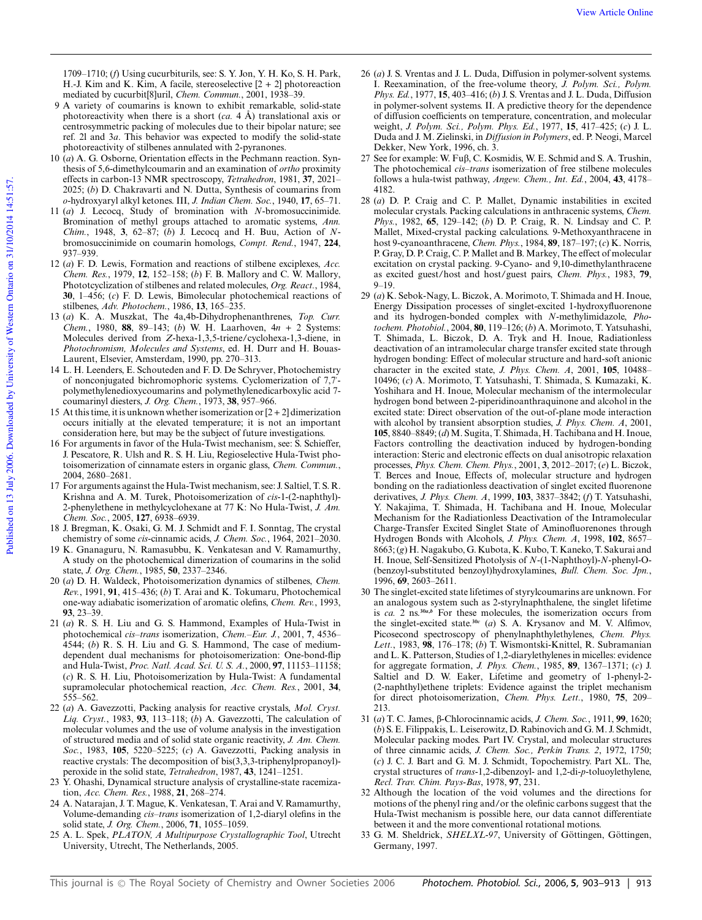1709–1710; (*f*) Using cucurbiturils, see: S. Y. Jon, Y. H. Ko, S. H. Park, H.-J. Kim and K. Kim, A facile, stereoselective [2 + 2] photoreaction mediated by cucurbit[8]uril, *Chem. Commun.*, 2001, 1938–39.

9 A variety of coumarins is known to exhibit remarkable, solid-state photoreactivity when there is a short (*ca.* 4 Å) translational axis or centrosymmetric packing of molecules due to their bipolar nature; see ref. 2l and 3*a*. This behavior was expected to modify the solid-state photoreactivity of stilbenes annulated with 2-pyranones.

10 (*a*) A. G. Osborne, Orientation effects in the Pechmann reaction. Synthesis of 5,6-dimethylcoumarin and an examination of *ortho* proximity effects in carbon-13 NMR spectroscopy, *Tetrahedron*, 1981, **37**, 2021–2025; (*b*) D. Chakravarti and N. Dutta, Synthesis of coumarins from *o*-hydroxyaryl alkyl ketones. III, *J. Indian Chem. Soc.*, 1940, **17**, 65–71.

11 (*a*) J. Lecocq, Study of bromination with *N*-bromosuccinimide. Bromination of methyl groups attached to aromatic systems, *Ann. Chim.*, 1948, **3**, 62–87; (*b*) J. Lecocq and H. Buu, Action of *N*-bromosuccinimide on coumarin homologs, *Compt. Rend.*, 1947, **224**, 937–939.

12 (*a*) F. D. Lewis, Formation and reactions of stilbene exciplexes, *Acc. Chem. Res.*, 1979, **12**, 152–158; (*b*) F. B. Mallory and C. W. Mallory, Photocyclization of stilbenes and related molecules, *Org. React.*, 1984, **30**, 1–456; (*c*) F. D. Lewis, Bimolecular photochemical reactions of stilbenes, *Adv. Photochem.*, 1986, **13**, 165–235.

13 (*a*) K. A. Muszkat, The 4a,4b-Dihydrophenanthrenes, *Top. Curr. Chem.*, 1980, **88**, 89–143; (*b*) W. H. Laarhoven, $4n + 2$ Systems: Molecules derived from *Z*-hexa-1,3,5-triene/cyclohexa-1,3-diene, in *Photochromism, Molecules and Systems*, ed. H. Durr and H. Bouas-Laurent, Elsevier, Amsterdam, 1990, pp. 270–313.

14 L. H. Leenders, E. Schouteden and F. D. De Schryver, Photochemistry of nonconjugated bichromophoric systems. Cyclomerization of 7,7′-polymethylenedioxycoumarins and polymethylenedicarboxylic acid 7-coumarinyl diesters, *J. Org. Chem.*, 1973, **38**, 957–966.

15 At this time, it is unknown whether isomerization or [2 + 2] dimerization occurs initially at the elevated temperature; it is not an important consideration here, but may be the subject of future investigations.

16 For arguments in favor of the Hula-Twist mechanism, see: S. Schieffer, J. Pescatore, R. Ulsh and R. S. H. Liu, Regioselective Hula-Twist photoisomerization of cinnamate esters in organic glass, *Chem. Commun.*, 2004, 2680–2681.

17 For arguments against the Hula-Twist mechanism, see: J. Saltiel, T. S. R. Krishna and A. M. Turek, Photoisomerization of *cis*-1-(2-naphthyl)-2-phenylethene in methylcyclohexane at 77 K: No Hula-Twist, *J. Am. Chem. Soc.*, 2005, **127**, 6938–6939.

18 J. Bregman, K. Osaki, G. M. J. Schmidt and F. I. Sonntag, The crystal chemistry of some *cis*-cinnamic acids, *J. Chem. Soc.*, 1964, 2021–2030.

19 K. Gnanaguru, N. Ramasubbu, K. Venkatesan and V. Ramamurthy, A study on the photochemical dimerization of coumarins in the solid state, *J. Org. Chem.*, 1985, **50**, 2337–2346.

20 (*a*) D. H. Waldeck, Photoisomerization dynamics of stilbenes, *Chem. Rev.*, 1991, **91**, 415–436; (*b*) T. Arai and K. Tokumaru, Photochemical one-way adiabatic isomerization of aromatic olefins, *Chem. Rev.*, 1993, **93**, 23–39.

21 (*a*) R. S. H. Liu and G. S. Hammond, Examples of Hula-Twist in photochemical *cis–trans* isomerization, *Chem.–Eur. J.*, 2001, **7**, 4536–4544; (*b*) R. S. H. Liu and G. S. Hammond, The case of medium-dependent dual mechanisms for photoisomerization: One-bond-flip and Hula-Twist, *Proc. Natl. Acad. Sci. U. S. A.*, 2000, **97**, 11153–11158; (*c*) R. S. H. Liu, Photoisomerization by Hula-Twist: A fundamental supramolecular photochemical reaction, *Acc. Chem. Res.*, 2001, **34**, 555–562.

22 (*a*) A. Gavezzotti, Packing analysis for reactive crystals, *Mol. Cryst. Liq. Cryst.*, 1983, **93**, 113–118; (*b*) A. Gavezzotti, The calculation of molecular volumes and the use of volume analysis in the investigation of structured media and of solid state organic reactivity, *J. Am. Chem. Soc.*, 1983, **105**, 5220–5225; (*c*) A. Gavezzotti, Packing analysis in reactive crystals: The decomposition of bis(3,3,3-triphenylpropanoyl)-peroxide in the solid state, *Tetrahedron*, 1987, **43**, 1241–1251.

23 Y. Ohashi, Dynamical structure analysis of crystalline-state racemization, *Acc. Chem. Res.*, 1988, **21**, 268–274.

24 A. Natarajan, J. T. Mague, K. Venkatesan, T. Arai and V. Ramamurthy, Volume-demanding *cis–trans* isomerization of 1,2-diaryl olefins in the solid state, *J. Org. Chem.*, 2006, **71**, 1055–1059.

25 A. L. Spek, *PLATON, A Multipurpose Crystallographic Tool*, Utrecht University, Utrecht, The Netherlands, 2005.

26 (*a*) J. S. Vrentas and J. L. Duda, Diffusion in polymer-solvent systems. I. Reexamination, of the free-volume theory, *J. Polym. Sci., Polym. Phys. Ed.*, 1977, **15**, 403–416; (*b*) J. S. Vrentas and J. L. Duda, Diffusion in polymer-solvent systems. II. A predictive theory for the dependence of diffusion coefficients on temperature, concentration, and molecular weight, *J. Polym. Sci., Polym. Phys. Ed.*, 1977, **15**, 417–425; (*c*) J. L. Duda and J. M. Zielinski, in *Diffusion in Polymers*, ed. P. Neogi, Marcel Dekker, New York, 1996, ch. 3.

27 See for example: W. Fuβ, C. Kosmidis, W. E. Schmid and S. A. Trushin, The photochemical *cis–trans* isomerization of free stilbene molecules follows a hula-twist pathway, *Angew. Chem., Int. Ed.*, 2004, **43**, 4178–4182.

28 (*a*) D. P. Craig and C. P. Mallet, Dynamic instabilities in excited molecular crystals. Packing calculations in anthracenic systems, *Chem. Phys.*, 1982, **65**, 129–142; (*b*) D. P. Craig, R. N. Lindsay and C. P. Mallet, Mixed-crystal packing calculations. 9-Methoxyanthracene in host 9-cyanoanthracene, *Chem. Phys.*, 1984, **89**, 187–197; (*c*) K. Norris, P. Gray, D. P. Craig, C. P. Mallet and B. Markey, The effect of molecular excitation on crystal packing. 9-Cyano- and 9,10-dimethylanthracene as excited guest/host and host/guest pairs, *Chem. Phys.*, 1983, **79**, 9–19.

29 (*a*) K. Sebok-Nagy, L. Biczok, A. Morimoto, T. Shimada and H. Inoue, Energy Dissipation processes of singlet-excited 1-hydroxyfluorenone and its hydrogen-bonded complex with *N*-methylimidazole, *Photochem. Photobiol.*, 2004, **80**, 119–126; (*b*) A. Morimoto, T. Yatsuhashi, T. Shimada, L. Biczok, D. A. Tryk and H. Inoue, Radiationless deactivation of an intramolecular charge transfer excited state through hydrogen bonding: Effect of molecular structure and hard-soft anionic character in the excited state, *J. Phys. Chem. A*, 2001, **105**, 10488–10496; (*c*) A. Morimoto, T. Yatsuhashi, T. Shimada, S. Kumazaki, K. Yoshihara and H. Inoue, Molecular mechanism of the intermolecular hydrogen bond between 2-piperidinoanthraquinone and alcohol in the excited state: Direct observation of the out-of-plane mode interaction with alcohol by transient absorption studies, *J. Phys. Chem. A*, 2001, **105**, 8840–8849; (*d*) M. Sugita, T. Shimada, H. Tachibana and H. Inoue, Factors controlling the deactivation induced by hydrogen-bonding interaction: Steric and electronic effects on dual anisotropic relaxation processes, *Phys. Chem. Chem. Phys.*, 2001, **3**, 2012–2017; (*e*) L. Biczok, T. Berces and Inoue, Effects of, molecular structure and hydrogen bonding on the radiationless deactivation of singlet excited fluorenone derivatives, *J. Phys. Chem. A*, 1999, **103**, 3837–3842; (*f*) T. Yatsuhashi, Y. Nakajima, T. Shimada, H. Tachibana and H. Inoue, Molecular Mechanism for the Radiationless Deactivation of the Intramolecular Charge-Transfer Excited Singlet State of Aminofluorenones through Hydrogen Bonds with Alcohols, *J. Phys. Chem. A*, 1998, **102**, 8657–8663; (*g*) H. Nagakubo, G. Kubota, K. Kubo, T. Kaneko, T. Sakurai and H. Inoue, Self-Sensitized Photolysis of *N*-(1-Naphthoyl)-*N*-phenyl-O-(benzoyl-substituted benzoyl)hydroxylamines, *Bull. Chem. Soc. Jpn.*, 1996, **69**, 2603–2611.

30 The singlet-excited state lifetimes of styrylcoumarins are unknown. For an analogous system such as 2-styrylnaphthalene, the singlet lifetime is *ca.* 2 ns.[30a,b] For these molecules, the isomerization occurs from the singlet-excited state.[30c] (*a*) S. A. Krysanov and M. V. Alfimov, Picosecond spectroscopy of phenylnaphthylethylenes, *Chem. Phys. Lett.*, 1983, **98**, 176–178; (*b*) T. Wismontski-Knittel, R. Subramanian and L. K. Patterson, Studies of 1,2-diarylethylenes in micelles: evidence for aggregate formation, *J. Phys. Chem.*, 1985, **89**, 1367–1371; (*c*) J. Saltiel and D. W. Eaker, Lifetime and geometry of 1-phenyl-2-(2-naphthyl)ethene triplets: Evidence against the triplet mechanism for direct photoisomerization, *Chem. Phys. Lett.*, 1980, **75**, 209–213.

31 (*a*) T. C. James, β-Chlorocinnamic acids, *J. Chem. Soc.*, 1911, **99**, 1620; (*b*) S. E. Filippakis, L. Leiserowitz, D. Rabinovich and G. M. J. Schmidt, Molecular packing modes. Part IV. Crystal, and molecular structures of three cinnamic acids, *J. Chem. Soc., Perkin Trans. 2*, 1972, 1750; (*c*) J. C. J. Bart and G. M. J. Schmidt, Topochemistry. Part XL. The, crystal structures of *trans*-1,2-dibenzoyl- and 1,2-di-*p*-toluoylethylene, *Recl. Trav. Chim. Pays-Bas*, 1978, **97**, 231.

32 Although the location of the void volumes and the directions for motions of the phenyl ring and/or the olefinic carbons suggest that the Hula-Twist mechanism is possible here, our data cannot differentiate between it and the more conventional rotational motions.

33 G. M. Sheldrick, *SHELXL-97*, University of Göttingen, Göttingen, Germany, 1997.